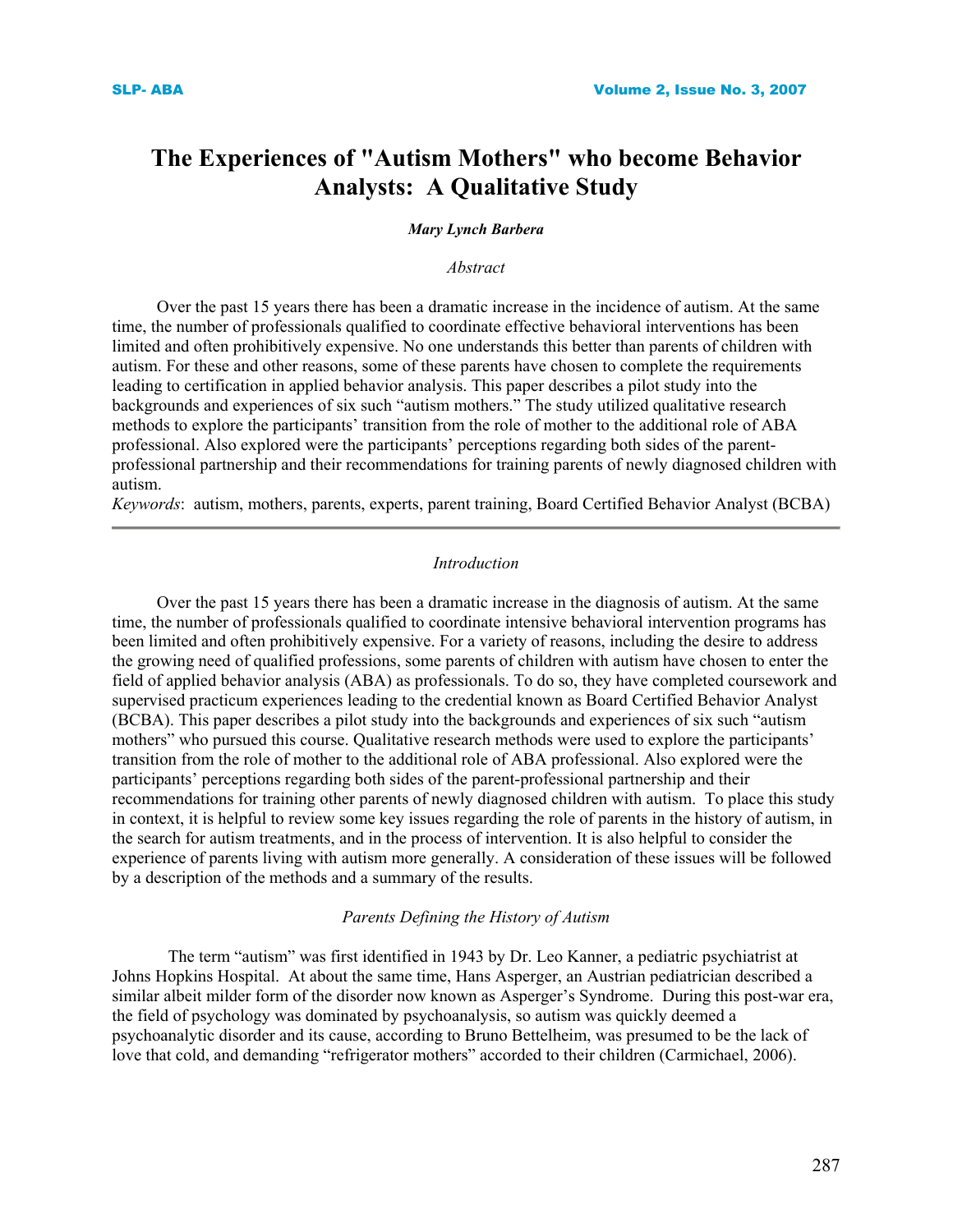# The Experiences of "Autism Mothers" who become Behavior Analysts: A Qualitative Study

***Mary Lynch Barbera***

*Abstract*

Over the past 15 years there has been a dramatic increase in the incidence of autism. At the same time, the number of professionals qualified to coordinate effective behavioral interventions has been limited and often prohibitively expensive. No one understands this better than parents of children with autism. For these and other reasons, some of these parents have chosen to complete the requirements leading to certification in applied behavior analysis. This paper describes a pilot study into the backgrounds and experiences of six such "autism mothers." The study utilized qualitative research methods to explore the participants' transition from the role of mother to the additional role of ABA professional. Also explored were the participants' perceptions regarding both sides of the parent-professional partnership and their recommendations for training parents of newly diagnosed children with autism.

*Keywords*: autism, mothers, parents, experts, parent training, Board Certified Behavior Analyst (BCBA)

---

## *Introduction*

Over the past 15 years there has been a dramatic increase in the diagnosis of autism. At the same time, the number of professionals qualified to coordinate intensive behavioral intervention programs has been limited and often prohibitively expensive. For a variety of reasons, including the desire to address the growing need of qualified professions, some parents of children with autism have chosen to enter the field of applied behavior analysis (ABA) as professionals. To do so, they have completed coursework and supervised practicum experiences leading to the credential known as Board Certified Behavior Analyst (BCBA). This paper describes a pilot study into the backgrounds and experiences of six such "autism mothers" who pursued this course. Qualitative research methods were used to explore the participants' transition from the role of mother to the additional role of ABA professional. Also explored were the participants' perceptions regarding both sides of the parent-professional partnership and their recommendations for training other parents of newly diagnosed children with autism. To place this study in context, it is helpful to review some key issues regarding the role of parents in the history of autism, in the search for autism treatments, and in the process of intervention. It is also helpful to consider the experience of parents living with autism more generally. A consideration of these issues will be followed by a description of the methods and a summary of the results.

### *Parents Defining the History of Autism*

The term "autism" was first identified in 1943 by Dr. Leo Kanner, a pediatric psychiatrist at Johns Hopkins Hospital. At about the same time, Hans Asperger, an Austrian pediatrician described a similar albeit milder form of the disorder now known as Asperger's Syndrome. During this post-war era, the field of psychology was dominated by psychoanalysis, so autism was quickly deemed a psychoanalytic disorder and its cause, according to Bruno Bettelheim, was presumed to be the lack of love that cold, and demanding "refrigerator mothers" accorded to their children (Carmichael, 2006).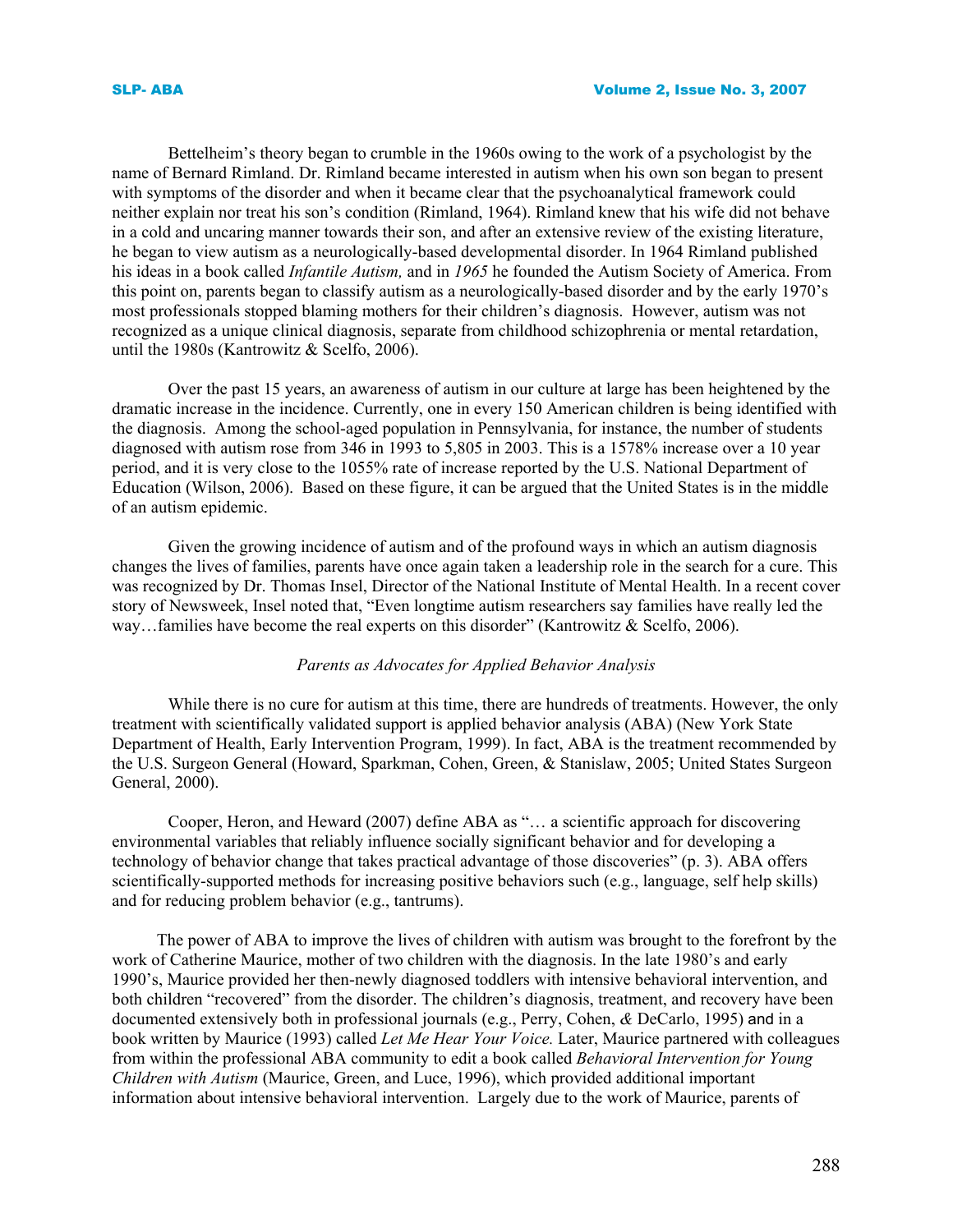Bettelheim's theory began to crumble in the 1960s owing to the work of a psychologist by the name of Bernard Rimland. Dr. Rimland became interested in autism when his own son began to present with symptoms of the disorder and when it became clear that the psychoanalytical framework could neither explain nor treat his son's condition (Rimland, 1964). Rimland knew that his wife did not behave in a cold and uncaring manner towards their son, and after an extensive review of the existing literature, he began to view autism as a neurologically-based developmental disorder. In 1964 Rimland published his ideas in a book called *Infantile Autism,* and in *1965* he founded the Autism Society of America. From this point on, parents began to classify autism as a neurologically-based disorder and by the early 1970's most professionals stopped blaming mothers for their children's diagnosis. However, autism was not recognized as a unique clinical diagnosis, separate from childhood schizophrenia or mental retardation, until the 1980s (Kantrowitz & Scelfo, 2006).

Over the past 15 years, an awareness of autism in our culture at large has been heightened by the dramatic increase in the incidence. Currently, one in every 150 American children is being identified with the diagnosis. Among the school-aged population in Pennsylvania, for instance, the number of students diagnosed with autism rose from 346 in 1993 to 5,805 in 2003. This is a 1578% increase over a 10 year period, and it is very close to the 1055% rate of increase reported by the U.S. National Department of Education (Wilson, 2006). Based on these figure, it can be argued that the United States is in the middle of an autism epidemic.

Given the growing incidence of autism and of the profound ways in which an autism diagnosis changes the lives of families, parents have once again taken a leadership role in the search for a cure. This was recognized by Dr. Thomas Insel, Director of the National Institute of Mental Health. In a recent cover story of Newsweek, Insel noted that, "Even longtime autism researchers say families have really led the way…families have become the real experts on this disorder" (Kantrowitz & Scelfo, 2006).

### *Parents as Advocates for Applied Behavior Analysis*

While there is no cure for autism at this time, there are hundreds of treatments. However, the only treatment with scientifically validated support is applied behavior analysis (ABA) (New York State Department of Health, Early Intervention Program, 1999). In fact, ABA is the treatment recommended by the U.S. Surgeon General (Howard, Sparkman, Cohen, Green, & Stanislaw, 2005; United States Surgeon General, 2000).

Cooper, Heron, and Heward (2007) define ABA as "… a scientific approach for discovering environmental variables that reliably influence socially significant behavior and for developing a technology of behavior change that takes practical advantage of those discoveries" (p. 3). ABA offers scientifically-supported methods for increasing positive behaviors such (e.g., language, self help skills) and for reducing problem behavior (e.g., tantrums).

The power of ABA to improve the lives of children with autism was brought to the forefront by the work of Catherine Maurice, mother of two children with the diagnosis. In the late 1980's and early 1990's, Maurice provided her then-newly diagnosed toddlers with intensive behavioral intervention, and both children "recovered" from the disorder. The children's diagnosis, treatment, and recovery have been documented extensively both in professional journals (e.g., Perry, Cohen, *&* DeCarlo, 1995) and in a book written by Maurice (1993) called *Let Me Hear Your Voice.* Later, Maurice partnered with colleagues from within the professional ABA community to edit a book called *Behavioral Intervention for Young Children with Autism* (Maurice, Green, and Luce, 1996), which provided additional important information about intensive behavioral intervention. Largely due to the work of Maurice, parents of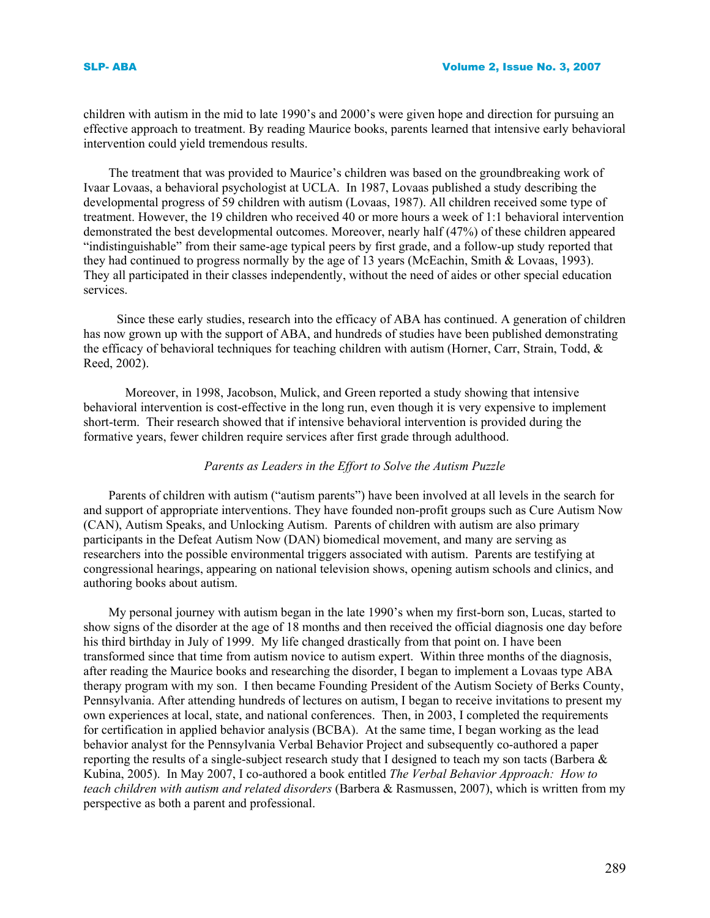children with autism in the mid to late 1990's and 2000's were given hope and direction for pursuing an effective approach to treatment. By reading Maurice books, parents learned that intensive early behavioral intervention could yield tremendous results.

The treatment that was provided to Maurice's children was based on the groundbreaking work of Ivaar Lovaas, a behavioral psychologist at UCLA. In 1987, Lovaas published a study describing the developmental progress of 59 children with autism (Lovaas, 1987). All children received some type of treatment. However, the 19 children who received 40 or more hours a week of 1:1 behavioral intervention demonstrated the best developmental outcomes. Moreover, nearly half (47%) of these children appeared "indistinguishable" from their same-age typical peers by first grade, and a follow-up study reported that they had continued to progress normally by the age of 13 years (McEachin, Smith & Lovaas, 1993). They all participated in their classes independently, without the need of aides or other special education services.

Since these early studies, research into the efficacy of ABA has continued. A generation of children has now grown up with the support of ABA, and hundreds of studies have been published demonstrating the efficacy of behavioral techniques for teaching children with autism (Horner, Carr, Strain, Todd, & Reed, 2002).

Moreover, in 1998, Jacobson, Mulick, and Green reported a study showing that intensive behavioral intervention is cost-effective in the long run, even though it is very expensive to implement short-term. Their research showed that if intensive behavioral intervention is provided during the formative years, fewer children require services after first grade through adulthood.

*Parents as Leaders in the Effort to Solve the Autism Puzzle*

Parents of children with autism ("autism parents") have been involved at all levels in the search for and support of appropriate interventions. They have founded non-profit groups such as Cure Autism Now (CAN), Autism Speaks, and Unlocking Autism. Parents of children with autism are also primary participants in the Defeat Autism Now (DAN) biomedical movement, and many are serving as researchers into the possible environmental triggers associated with autism. Parents are testifying at congressional hearings, appearing on national television shows, opening autism schools and clinics, and authoring books about autism.

My personal journey with autism began in the late 1990's when my first-born son, Lucas, started to show signs of the disorder at the age of 18 months and then received the official diagnosis one day before his third birthday in July of 1999. My life changed drastically from that point on. I have been transformed since that time from autism novice to autism expert. Within three months of the diagnosis, after reading the Maurice books and researching the disorder, I began to implement a Lovaas type ABA therapy program with my son. I then became Founding President of the Autism Society of Berks County, Pennsylvania. After attending hundreds of lectures on autism, I began to receive invitations to present my own experiences at local, state, and national conferences. Then, in 2003, I completed the requirements for certification in applied behavior analysis (BCBA). At the same time, I began working as the lead behavior analyst for the Pennsylvania Verbal Behavior Project and subsequently co-authored a paper reporting the results of a single-subject research study that I designed to teach my son tacts (Barbera & Kubina, 2005). In May 2007, I co-authored a book entitled *The Verbal Behavior Approach: How to teach children with autism and related disorders* (Barbera & Rasmussen, 2007), which is written from my perspective as both a parent and professional.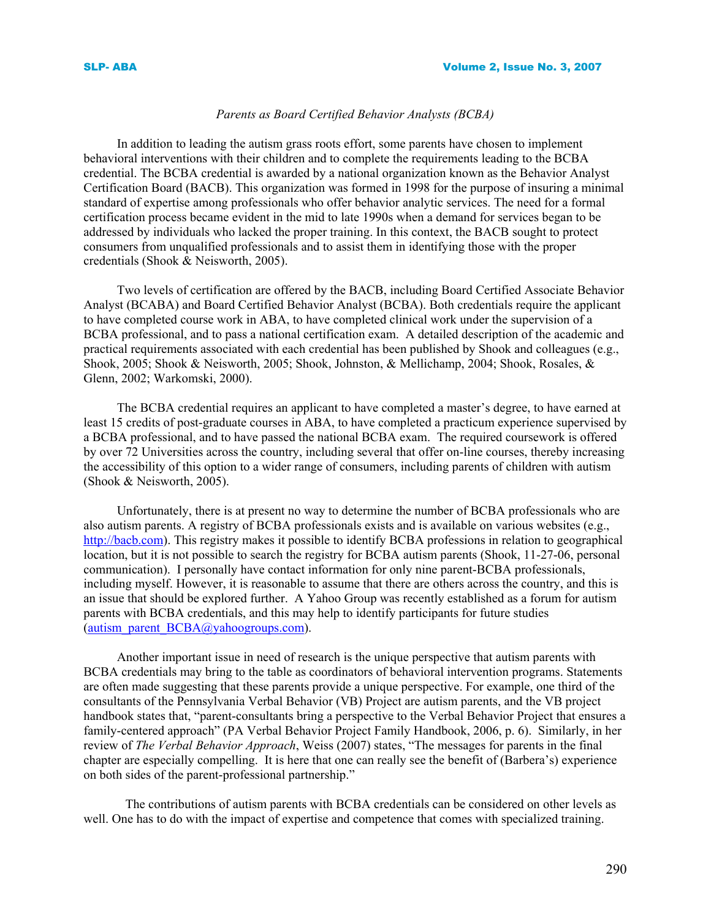*Parents as Board Certified Behavior Analysts (BCBA)*

In addition to leading the autism grass roots effort, some parents have chosen to implement behavioral interventions with their children and to complete the requirements leading to the BCBA credential. The BCBA credential is awarded by a national organization known as the Behavior Analyst Certification Board (BACB). This organization was formed in 1998 for the purpose of insuring a minimal standard of expertise among professionals who offer behavior analytic services. The need for a formal certification process became evident in the mid to late 1990s when a demand for services began to be addressed by individuals who lacked the proper training. In this context, the BACB sought to protect consumers from unqualified professionals and to assist them in identifying those with the proper credentials (Shook & Neisworth, 2005).

Two levels of certification are offered by the BACB, including Board Certified Associate Behavior Analyst (BCABA) and Board Certified Behavior Analyst (BCBA). Both credentials require the applicant to have completed course work in ABA, to have completed clinical work under the supervision of a BCBA professional, and to pass a national certification exam. A detailed description of the academic and practical requirements associated with each credential has been published by Shook and colleagues (e.g., Shook, 2005; Shook & Neisworth, 2005; Shook, Johnston, & Mellichamp, 2004; Shook, Rosales, & Glenn, 2002; Warkomski, 2000).

The BCBA credential requires an applicant to have completed a master's degree, to have earned at least 15 credits of post-graduate courses in ABA, to have completed a practicum experience supervised by a BCBA professional, and to have passed the national BCBA exam. The required coursework is offered by over 72 Universities across the country, including several that offer on-line courses, thereby increasing the accessibility of this option to a wider range of consumers, including parents of children with autism (Shook & Neisworth, 2005).

Unfortunately, there is at present no way to determine the number of BCBA professionals who are also autism parents. A registry of BCBA professionals exists and is available on various websites (e.g., http://bacb.com). This registry makes it possible to identify BCBA professions in relation to geographical location, but it is not possible to search the registry for BCBA autism parents (Shook, 11-27-06, personal communication). I personally have contact information for only nine parent-BCBA professionals, including myself. However, it is reasonable to assume that there are others across the country, and this is an issue that should be explored further. A Yahoo Group was recently established as a forum for autism parents with BCBA credentials, and this may help to identify participants for future studies (autism_parent_BCBA@yahoogroups.com).

Another important issue in need of research is the unique perspective that autism parents with BCBA credentials may bring to the table as coordinators of behavioral intervention programs. Statements are often made suggesting that these parents provide a unique perspective. For example, one third of the consultants of the Pennsylvania Verbal Behavior (VB) Project are autism parents, and the VB project handbook states that, "parent-consultants bring a perspective to the Verbal Behavior Project that ensures a family-centered approach" (PA Verbal Behavior Project Family Handbook, 2006, p. 6). Similarly, in her review of *The Verbal Behavior Approach*, Weiss (2007) states, "The messages for parents in the final chapter are especially compelling. It is here that one can really see the benefit of (Barbera's) experience on both sides of the parent-professional partnership."

The contributions of autism parents with BCBA credentials can be considered on other levels as well. One has to do with the impact of expertise and competence that comes with specialized training.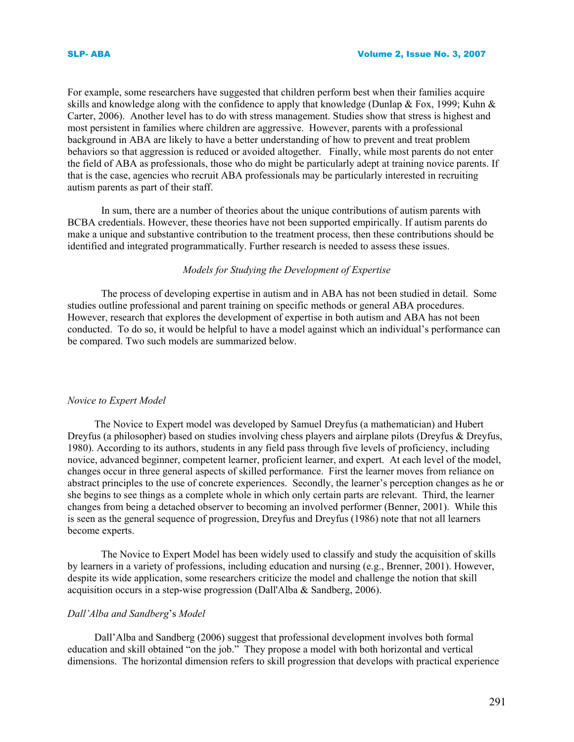For example, some researchers have suggested that children perform best when their families acquire skills and knowledge along with the confidence to apply that knowledge (Dunlap & Fox, 1999; Kuhn & Carter, 2006). Another level has to do with stress management. Studies show that stress is highest and most persistent in families where children are aggressive. However, parents with a professional background in ABA are likely to have a better understanding of how to prevent and treat problem behaviors so that aggression is reduced or avoided altogether. Finally, while most parents do not enter the field of ABA as professionals, those who do might be particularly adept at training novice parents. If that is the case, agencies who recruit ABA professionals may be particularly interested in recruiting autism parents as part of their staff.

In sum, there are a number of theories about the unique contributions of autism parents with BCBA credentials. However, these theories have not been supported empirically. If autism parents do make a unique and substantive contribution to the treatment process, then these contributions should be identified and integrated programmatically. Further research is needed to assess these issues.

### *Models for Studying the Development of Expertise*

The process of developing expertise in autism and in ABA has not been studied in detail. Some studies outline professional and parent training on specific methods or general ABA procedures. However, research that explores the development of expertise in both autism and ABA has not been conducted. To do so, it would be helpful to have a model against which an individual's performance can be compared. Two such models are summarized below.

#### *Novice to Expert Model*

The Novice to Expert model was developed by Samuel Dreyfus (a mathematician) and Hubert Dreyfus (a philosopher) based on studies involving chess players and airplane pilots (Dreyfus & Dreyfus, 1980). According to its authors, students in any field pass through five levels of proficiency, including novice, advanced beginner, competent learner, proficient learner, and expert. At each level of the model, changes occur in three general aspects of skilled performance. First the learner moves from reliance on abstract principles to the use of concrete experiences. Secondly, the learner's perception changes as he or she begins to see things as a complete whole in which only certain parts are relevant. Third, the learner changes from being a detached observer to becoming an involved performer (Benner, 2001). While this is seen as the general sequence of progression, Dreyfus and Dreyfus (1986) note that not all learners become experts.

The Novice to Expert Model has been widely used to classify and study the acquisition of skills by learners in a variety of professions, including education and nursing (e.g., Brenner, 2001). However, despite its wide application, some researchers criticize the model and challenge the notion that skill acquisition occurs in a step-wise progression (Dall'Alba & Sandberg, 2006).

#### *Dall'Alba and Sandberg's Model*

Dall'Alba and Sandberg (2006) suggest that professional development involves both formal education and skill obtained "on the job." They propose a model with both horizontal and vertical dimensions. The horizontal dimension refers to skill progression that develops with practical experience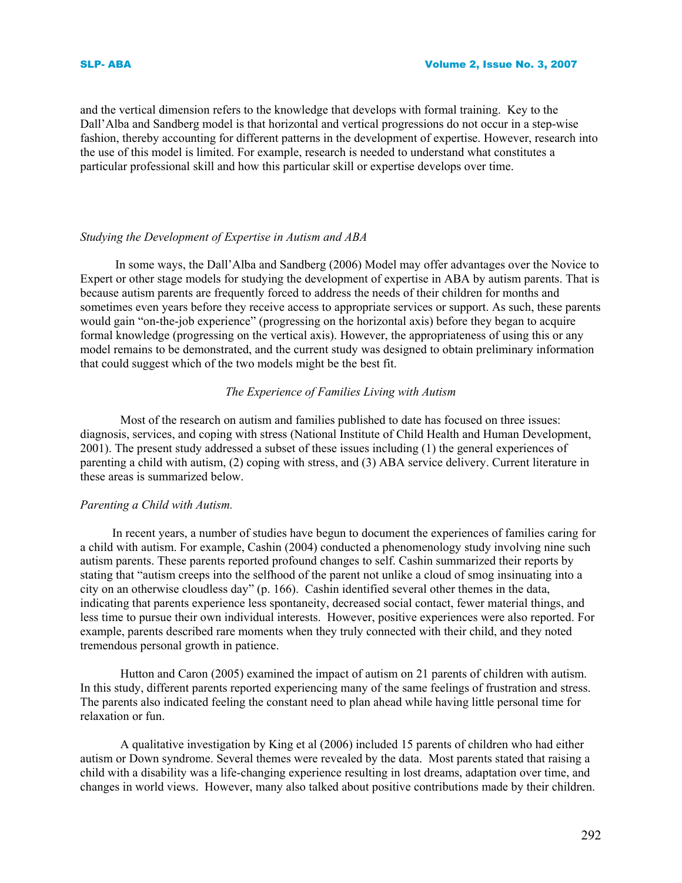and the vertical dimension refers to the knowledge that develops with formal training. Key to the Dall'Alba and Sandberg model is that horizontal and vertical progressions do not occur in a step-wise fashion, thereby accounting for different patterns in the development of expertise. However, research into the use of this model is limited. For example, research is needed to understand what constitutes a particular professional skill and how this particular skill or expertise develops over time.

*Studying the Development of Expertise in Autism and ABA*

In some ways, the Dall'Alba and Sandberg (2006) Model may offer advantages over the Novice to Expert or other stage models for studying the development of expertise in ABA by autism parents. That is because autism parents are frequently forced to address the needs of their children for months and sometimes even years before they receive access to appropriate services or support. As such, these parents would gain "on-the-job experience" (progressing on the horizontal axis) before they began to acquire formal knowledge (progressing on the vertical axis). However, the appropriateness of using this or any model remains to be demonstrated, and the current study was designed to obtain preliminary information that could suggest which of the two models might be the best fit.

*The Experience of Families Living with Autism*

Most of the research on autism and families published to date has focused on three issues: diagnosis, services, and coping with stress (National Institute of Child Health and Human Development, 2001). The present study addressed a subset of these issues including (1) the general experiences of parenting a child with autism, (2) coping with stress, and (3) ABA service delivery. Current literature in these areas is summarized below.

*Parenting a Child with Autism.*

In recent years, a number of studies have begun to document the experiences of families caring for a child with autism. For example, Cashin (2004) conducted a phenomenology study involving nine such autism parents. These parents reported profound changes to self. Cashin summarized their reports by stating that "autism creeps into the selfhood of the parent not unlike a cloud of smog insinuating into a city on an otherwise cloudless day" (p. 166). Cashin identified several other themes in the data, indicating that parents experience less spontaneity, decreased social contact, fewer material things, and less time to pursue their own individual interests. However, positive experiences were also reported. For example, parents described rare moments when they truly connected with their child, and they noted tremendous personal growth in patience.

Hutton and Caron (2005) examined the impact of autism on 21 parents of children with autism. In this study, different parents reported experiencing many of the same feelings of frustration and stress. The parents also indicated feeling the constant need to plan ahead while having little personal time for relaxation or fun.

A qualitative investigation by King et al (2006) included 15 parents of children who had either autism or Down syndrome. Several themes were revealed by the data. Most parents stated that raising a child with a disability was a life-changing experience resulting in lost dreams, adaptation over time, and changes in world views. However, many also talked about positive contributions made by their children.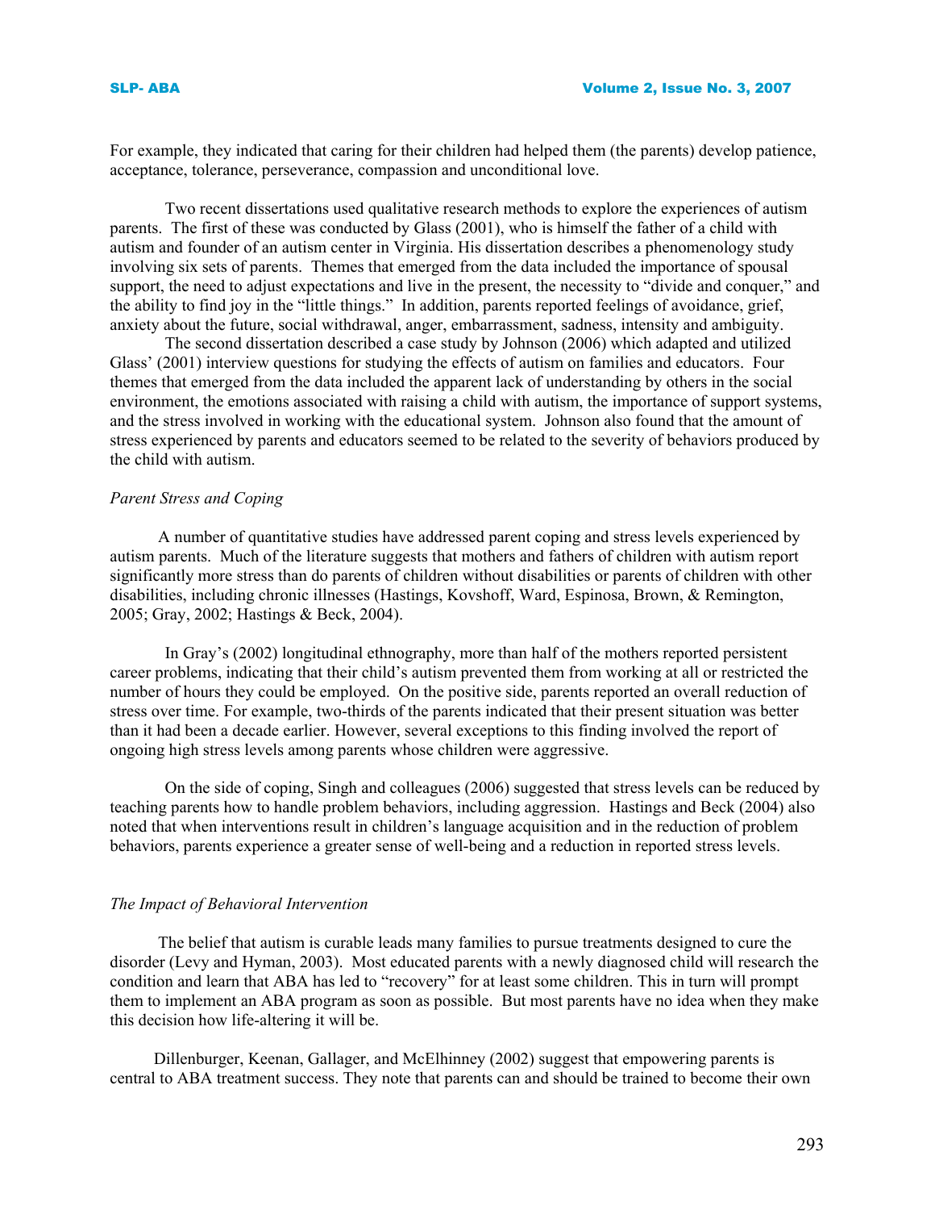For example, they indicated that caring for their children had helped them (the parents) develop patience, acceptance, tolerance, perseverance, compassion and unconditional love.

Two recent dissertations used qualitative research methods to explore the experiences of autism parents. The first of these was conducted by Glass (2001), who is himself the father of a child with autism and founder of an autism center in Virginia. His dissertation describes a phenomenology study involving six sets of parents. Themes that emerged from the data included the importance of spousal support, the need to adjust expectations and live in the present, the necessity to "divide and conquer," and the ability to find joy in the "little things." In addition, parents reported feelings of avoidance, grief, anxiety about the future, social withdrawal, anger, embarrassment, sadness, intensity and ambiguity.

The second dissertation described a case study by Johnson (2006) which adapted and utilized Glass' (2001) interview questions for studying the effects of autism on families and educators. Four themes that emerged from the data included the apparent lack of understanding by others in the social environment, the emotions associated with raising a child with autism, the importance of support systems, and the stress involved in working with the educational system. Johnson also found that the amount of stress experienced by parents and educators seemed to be related to the severity of behaviors produced by the child with autism.

*Parent Stress and Coping*

A number of quantitative studies have addressed parent coping and stress levels experienced by autism parents. Much of the literature suggests that mothers and fathers of children with autism report significantly more stress than do parents of children without disabilities or parents of children with other disabilities, including chronic illnesses (Hastings, Kovshoff, Ward, Espinosa, Brown, & Remington, 2005; Gray, 2002; Hastings & Beck, 2004).

In Gray's (2002) longitudinal ethnography, more than half of the mothers reported persistent career problems, indicating that their child's autism prevented them from working at all or restricted the number of hours they could be employed. On the positive side, parents reported an overall reduction of stress over time. For example, two-thirds of the parents indicated that their present situation was better than it had been a decade earlier. However, several exceptions to this finding involved the report of ongoing high stress levels among parents whose children were aggressive.

On the side of coping, Singh and colleagues (2006) suggested that stress levels can be reduced by teaching parents how to handle problem behaviors, including aggression. Hastings and Beck (2004) also noted that when interventions result in children's language acquisition and in the reduction of problem behaviors, parents experience a greater sense of well-being and a reduction in reported stress levels.

*The Impact of Behavioral Intervention*

The belief that autism is curable leads many families to pursue treatments designed to cure the disorder (Levy and Hyman, 2003). Most educated parents with a newly diagnosed child will research the condition and learn that ABA has led to "recovery" for at least some children. This in turn will prompt them to implement an ABA program as soon as possible. But most parents have no idea when they make this decision how life-altering it will be.

Dillenburger, Keenan, Gallager, and McElhinney (2002) suggest that empowering parents is central to ABA treatment success. They note that parents can and should be trained to become their own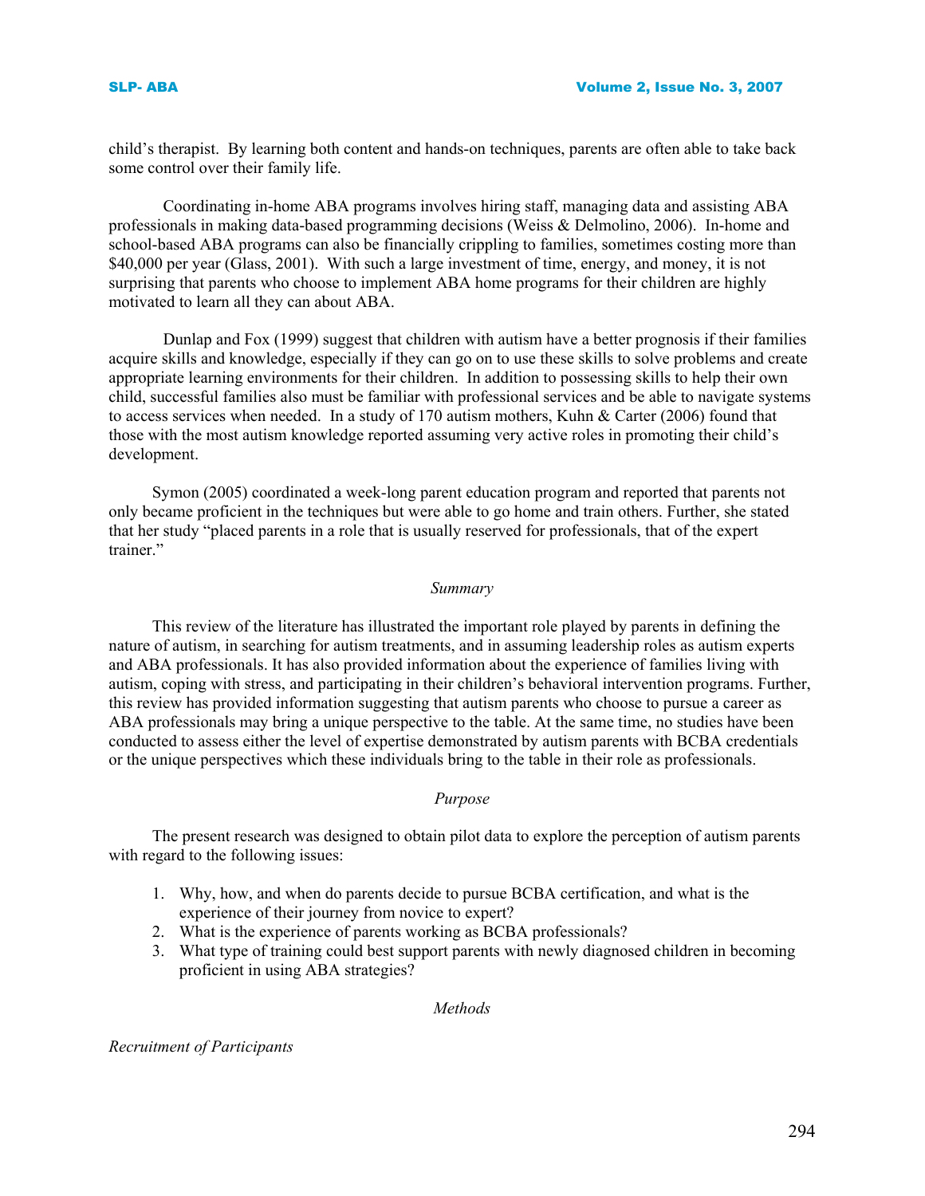child's therapist. By learning both content and hands-on techniques, parents are often able to take back some control over their family life.

Coordinating in-home ABA programs involves hiring staff, managing data and assisting ABA professionals in making data-based programming decisions (Weiss & Delmolino, 2006). In-home and school-based ABA programs can also be financially crippling to families, sometimes costing more than $40,000 per year (Glass, 2001). With such a large investment of time, energy, and money, it is not surprising that parents who choose to implement ABA home programs for their children are highly motivated to learn all they can about ABA.

Dunlap and Fox (1999) suggest that children with autism have a better prognosis if their families acquire skills and knowledge, especially if they can go on to use these skills to solve problems and create appropriate learning environments for their children. In addition to possessing skills to help their own child, successful families also must be familiar with professional services and be able to navigate systems to access services when needed. In a study of 170 autism mothers, Kuhn & Carter (2006) found that those with the most autism knowledge reported assuming very active roles in promoting their child's development.

Symon (2005) coordinated a week-long parent education program and reported that parents not only became proficient in the techniques but were able to go home and train others. Further, she stated that her study "placed parents in a role that is usually reserved for professionals, that of the expert trainer."

*Summary*

This review of the literature has illustrated the important role played by parents in defining the nature of autism, in searching for autism treatments, and in assuming leadership roles as autism experts and ABA professionals. It has also provided information about the experience of families living with autism, coping with stress, and participating in their children's behavioral intervention programs. Further, this review has provided information suggesting that autism parents who choose to pursue a career as ABA professionals may bring a unique perspective to the table. At the same time, no studies have been conducted to assess either the level of expertise demonstrated by autism parents with BCBA credentials or the unique perspectives which these individuals bring to the table in their role as professionals.

*Purpose*

The present research was designed to obtain pilot data to explore the perception of autism parents with regard to the following issues:

1. Why, how, and when do parents decide to pursue BCBA certification, and what is the experience of their journey from novice to expert?
2. What is the experience of parents working as BCBA professionals?
3. What type of training could best support parents with newly diagnosed children in becoming proficient in using ABA strategies?

*Methods*

*Recruitment of Participants*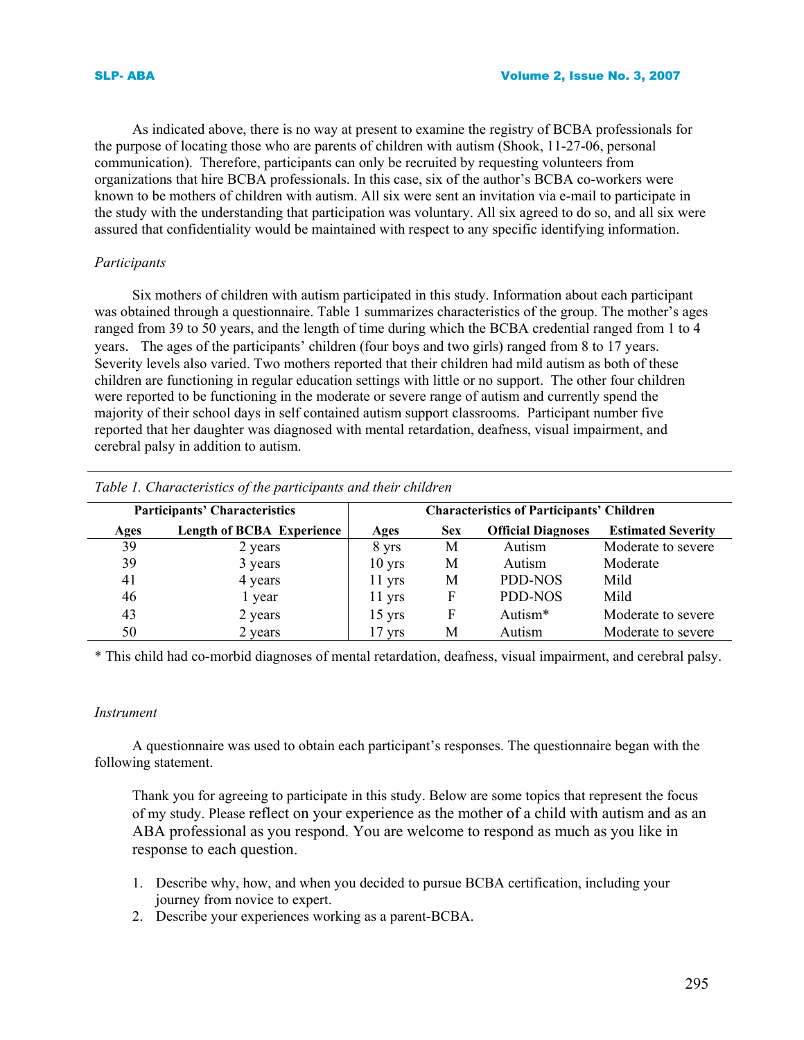As indicated above, there is no way at present to examine the registry of BCBA professionals for the purpose of locating those who are parents of children with autism (Shook, 11-27-06, personal communication). Therefore, participants can only be recruited by requesting volunteers from organizations that hire BCBA professionals. In this case, six of the author's BCBA co-workers were known to be mothers of children with autism. All six were sent an invitation via e-mail to participate in the study with the understanding that participation was voluntary. All six agreed to do so, and all six were assured that confidentiality would be maintained with respect to any specific identifying information.

*Participants*

Six mothers of children with autism participated in this study. Information about each participant was obtained through a questionnaire. Table 1 summarizes characteristics of the group. The mother's ages ranged from 39 to 50 years, and the length of time during which the BCBA credential ranged from 1 to 4 years. The ages of the participants' children (four boys and two girls) ranged from 8 to 17 years. Severity levels also varied. Two mothers reported that their children had mild autism as both of these children are functioning in regular education settings with little or no support. The other four children were reported to be functioning in the moderate or severe range of autism and currently spend the majority of their school days in self contained autism support classrooms. Participant number five reported that her daughter was diagnosed with mental retardation, deafness, visual impairment, and cerebral palsy in addition to autism.

*Table 1. Characteristics of the participants and their children*

| Participants' Characteristics | | Characteristics of Participants' Children | | | |
|---|---|---|---|---|---|
| **Ages** | **Length of BCBA Experience** | **Ages** | **Sex** | **Official Diagnoses** | **Estimated Severity** |
| 39 | 2 years | 8 yrs | M | Autism | Moderate to severe |
| 39 | 3 years | 10 yrs | M | Autism | Moderate |
| 41 | 4 years | 11 yrs | M | PDD-NOS | Mild |
| 46 | 1 year | 11 yrs | F | PDD-NOS | Mild |
| 43 | 2 years | 15 yrs | F | Autism* | Moderate to severe |
| 50 | 2 years | 17 yrs | M | Autism | Moderate to severe |

\* This child had co-morbid diagnoses of mental retardation, deafness, visual impairment, and cerebral palsy.

*Instrument*

A questionnaire was used to obtain each participant's responses. The questionnaire began with the following statement.

> Thank you for agreeing to participate in this study. Below are some topics that represent the focus of my study. Please reflect on your experience as the mother of a child with autism and as an ABA professional as you respond. You are welcome to respond as much as you like in response to each question.

1. Describe why, how, and when you decided to pursue BCBA certification, including your journey from novice to expert.
2. Describe your experiences working as a parent-BCBA.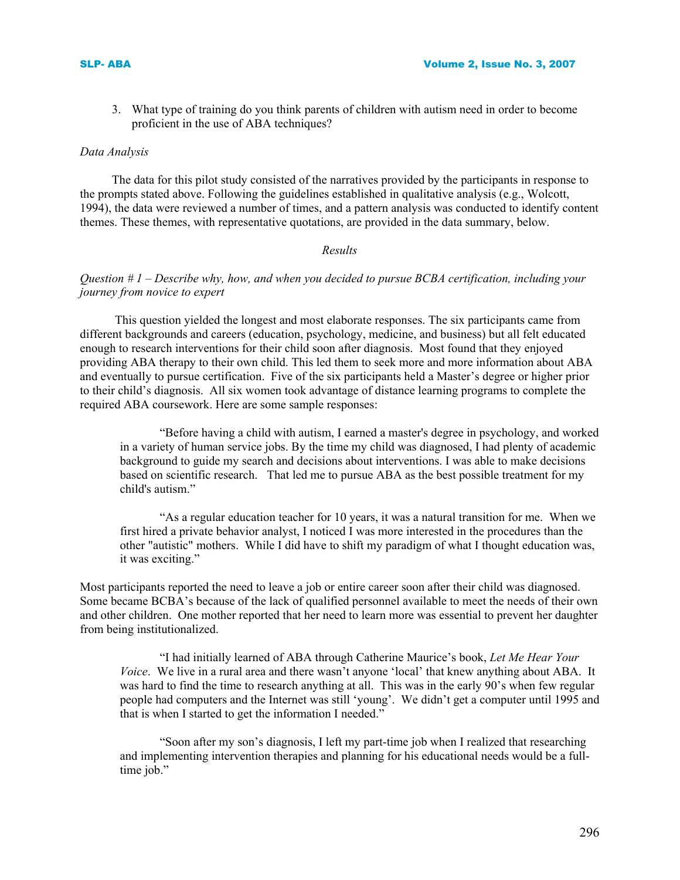3. What type of training do you think parents of children with autism need in order to become proficient in the use of ABA techniques?

*Data Analysis*

The data for this pilot study consisted of the narratives provided by the participants in response to the prompts stated above. Following the guidelines established in qualitative analysis (e.g., Wolcott, 1994), the data were reviewed a number of times, and a pattern analysis was conducted to identify content themes. These themes, with representative quotations, are provided in the data summary, below.

## *Results*

*Question # 1 – Describe why, how, and when you decided to pursue BCBA certification, including your journey from novice to expert*

This question yielded the longest and most elaborate responses. The six participants came from different backgrounds and careers (education, psychology, medicine, and business) but all felt educated enough to research interventions for their child soon after diagnosis. Most found that they enjoyed providing ABA therapy to their own child. This led them to seek more and more information about ABA and eventually to pursue certification. Five of the six participants held a Master's degree or higher prior to their child's diagnosis. All six women took advantage of distance learning programs to complete the required ABA coursework. Here are some sample responses:

> "Before having a child with autism, I earned a master's degree in psychology, and worked in a variety of human service jobs. By the time my child was diagnosed, I had plenty of academic background to guide my search and decisions about interventions. I was able to make decisions based on scientific research. That led me to pursue ABA as the best possible treatment for my child's autism."

> "As a regular education teacher for 10 years, it was a natural transition for me. When we first hired a private behavior analyst, I noticed I was more interested in the procedures than the other "autistic" mothers. While I did have to shift my paradigm of what I thought education was, it was exciting."

Most participants reported the need to leave a job or entire career soon after their child was diagnosed. Some became BCBA's because of the lack of qualified personnel available to meet the needs of their own and other children. One mother reported that her need to learn more was essential to prevent her daughter from being institutionalized.

> "I had initially learned of ABA through Catherine Maurice's book, *Let Me Hear Your Voice*. We live in a rural area and there wasn't anyone 'local' that knew anything about ABA. It was hard to find the time to research anything at all. This was in the early 90's when few regular people had computers and the Internet was still 'young'. We didn't get a computer until 1995 and that is when I started to get the information I needed."

> "Soon after my son's diagnosis, I left my part-time job when I realized that researching and implementing intervention therapies and planning for his educational needs would be a full-time job."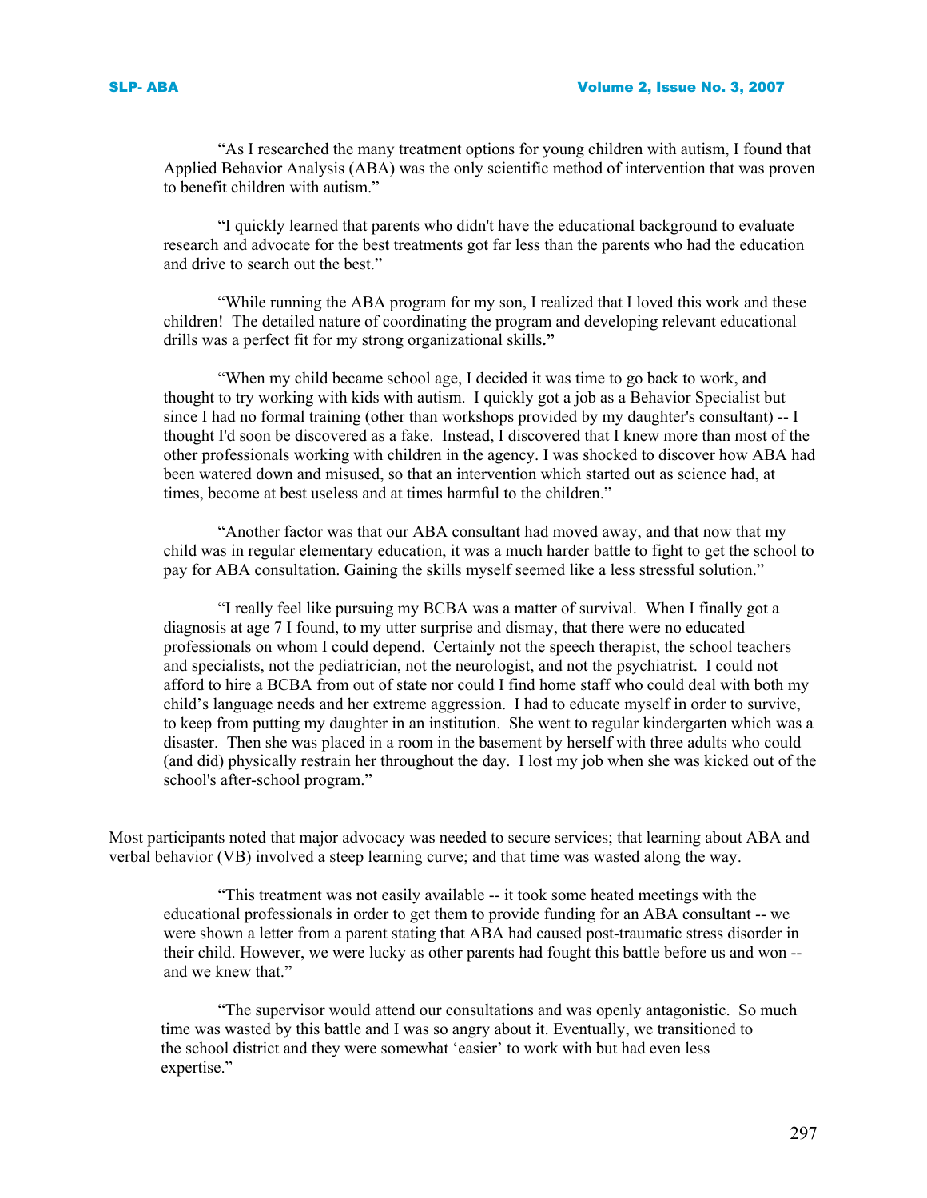"As I researched the many treatment options for young children with autism, I found that Applied Behavior Analysis (ABA) was the only scientific method of intervention that was proven to benefit children with autism."

"I quickly learned that parents who didn't have the educational background to evaluate research and advocate for the best treatments got far less than the parents who had the education and drive to search out the best."

"While running the ABA program for my son, I realized that I loved this work and these children! The detailed nature of coordinating the program and developing relevant educational drills was a perfect fit for my strong organizational skills**."**

"When my child became school age, I decided it was time to go back to work, and thought to try working with kids with autism. I quickly got a job as a Behavior Specialist but since I had no formal training (other than workshops provided by my daughter's consultant) -- I thought I'd soon be discovered as a fake. Instead, I discovered that I knew more than most of the other professionals working with children in the agency. I was shocked to discover how ABA had been watered down and misused, so that an intervention which started out as science had, at times, become at best useless and at times harmful to the children."

"Another factor was that our ABA consultant had moved away, and that now that my child was in regular elementary education, it was a much harder battle to fight to get the school to pay for ABA consultation. Gaining the skills myself seemed like a less stressful solution."

"I really feel like pursuing my BCBA was a matter of survival. When I finally got a diagnosis at age 7 I found, to my utter surprise and dismay, that there were no educated professionals on whom I could depend. Certainly not the speech therapist, the school teachers and specialists, not the pediatrician, not the neurologist, and not the psychiatrist. I could not afford to hire a BCBA from out of state nor could I find home staff who could deal with both my child's language needs and her extreme aggression. I had to educate myself in order to survive, to keep from putting my daughter in an institution. She went to regular kindergarten which was a disaster. Then she was placed in a room in the basement by herself with three adults who could (and did) physically restrain her throughout the day. I lost my job when she was kicked out of the school's after-school program."

Most participants noted that major advocacy was needed to secure services; that learning about ABA and verbal behavior (VB) involved a steep learning curve; and that time was wasted along the way.

"This treatment was not easily available -- it took some heated meetings with the educational professionals in order to get them to provide funding for an ABA consultant -- we were shown a letter from a parent stating that ABA had caused post-traumatic stress disorder in their child. However, we were lucky as other parents had fought this battle before us and won -- and we knew that."

"The supervisor would attend our consultations and was openly antagonistic. So much time was wasted by this battle and I was so angry about it. Eventually, we transitioned to the school district and they were somewhat 'easier' to work with but had even less expertise."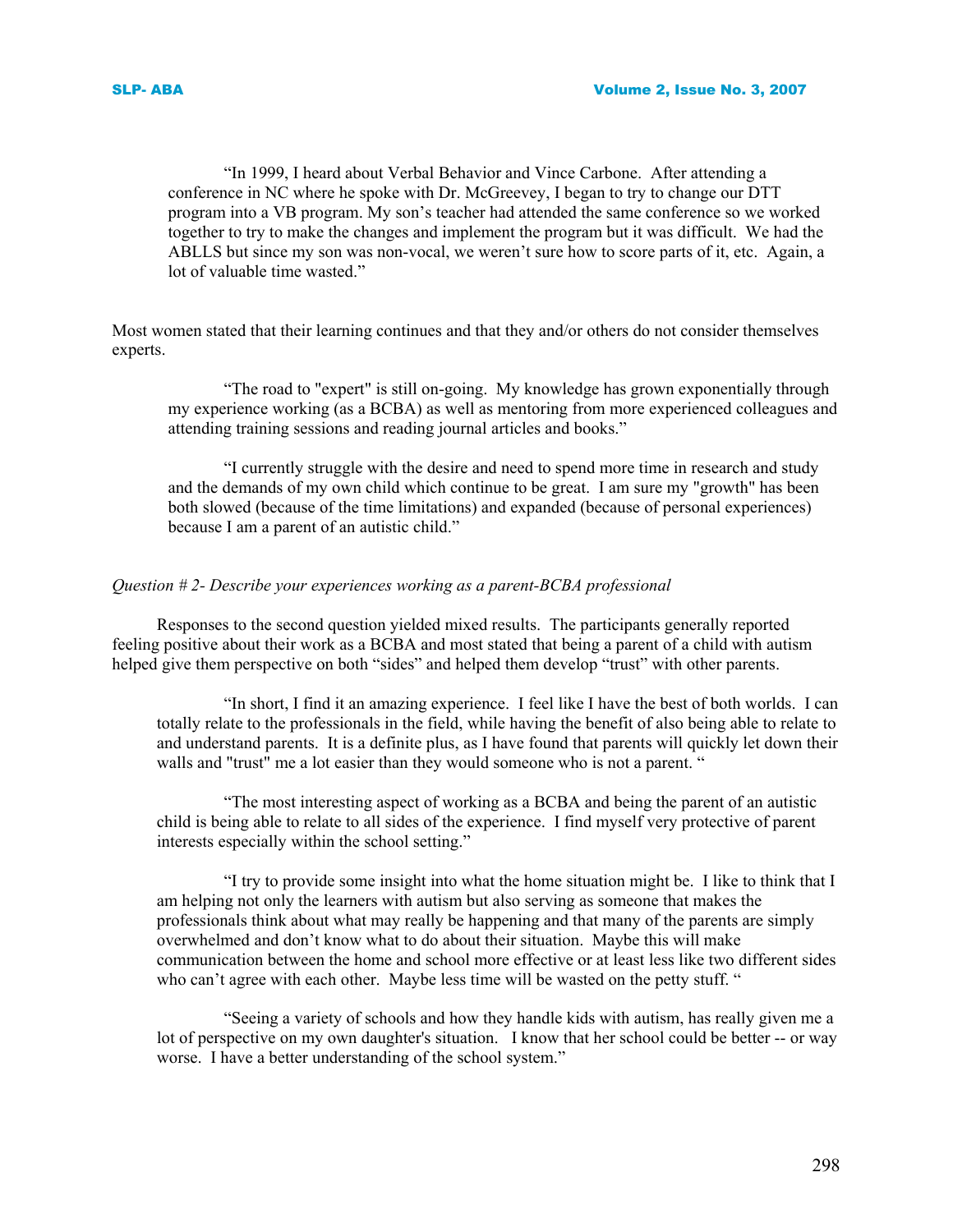"In 1999, I heard about Verbal Behavior and Vince Carbone. After attending a conference in NC where he spoke with Dr. McGreevey, I began to try to change our DTT program into a VB program. My son's teacher had attended the same conference so we worked together to try to make the changes and implement the program but it was difficult. We had the ABLLS but since my son was non-vocal, we weren't sure how to score parts of it, etc. Again, a lot of valuable time wasted."

Most women stated that their learning continues and that they and/or others do not consider themselves experts.

> "The road to "expert" is still on-going. My knowledge has grown exponentially through my experience working (as a BCBA) as well as mentoring from more experienced colleagues and attending training sessions and reading journal articles and books."

> "I currently struggle with the desire and need to spend more time in research and study and the demands of my own child which continue to be great. I am sure my "growth" has been both slowed (because of the time limitations) and expanded (because of personal experiences) because I am a parent of an autistic child."

*Question # 2- Describe your experiences working as a parent-BCBA professional*

Responses to the second question yielded mixed results. The participants generally reported feeling positive about their work as a BCBA and most stated that being a parent of a child with autism helped give them perspective on both "sides" and helped them develop "trust" with other parents.

> "In short, I find it an amazing experience. I feel like I have the best of both worlds. I can totally relate to the professionals in the field, while having the benefit of also being able to relate to and understand parents. It is a definite plus, as I have found that parents will quickly let down their walls and "trust" me a lot easier than they would someone who is not a parent. "

> "The most interesting aspect of working as a BCBA and being the parent of an autistic child is being able to relate to all sides of the experience. I find myself very protective of parent interests especially within the school setting."

> "I try to provide some insight into what the home situation might be. I like to think that I am helping not only the learners with autism but also serving as someone that makes the professionals think about what may really be happening and that many of the parents are simply overwhelmed and don't know what to do about their situation. Maybe this will make communication between the home and school more effective or at least less like two different sides who can't agree with each other. Maybe less time will be wasted on the petty stuff. "

> "Seeing a variety of schools and how they handle kids with autism, has really given me a lot of perspective on my own daughter's situation. I know that her school could be better -- or way worse. I have a better understanding of the school system."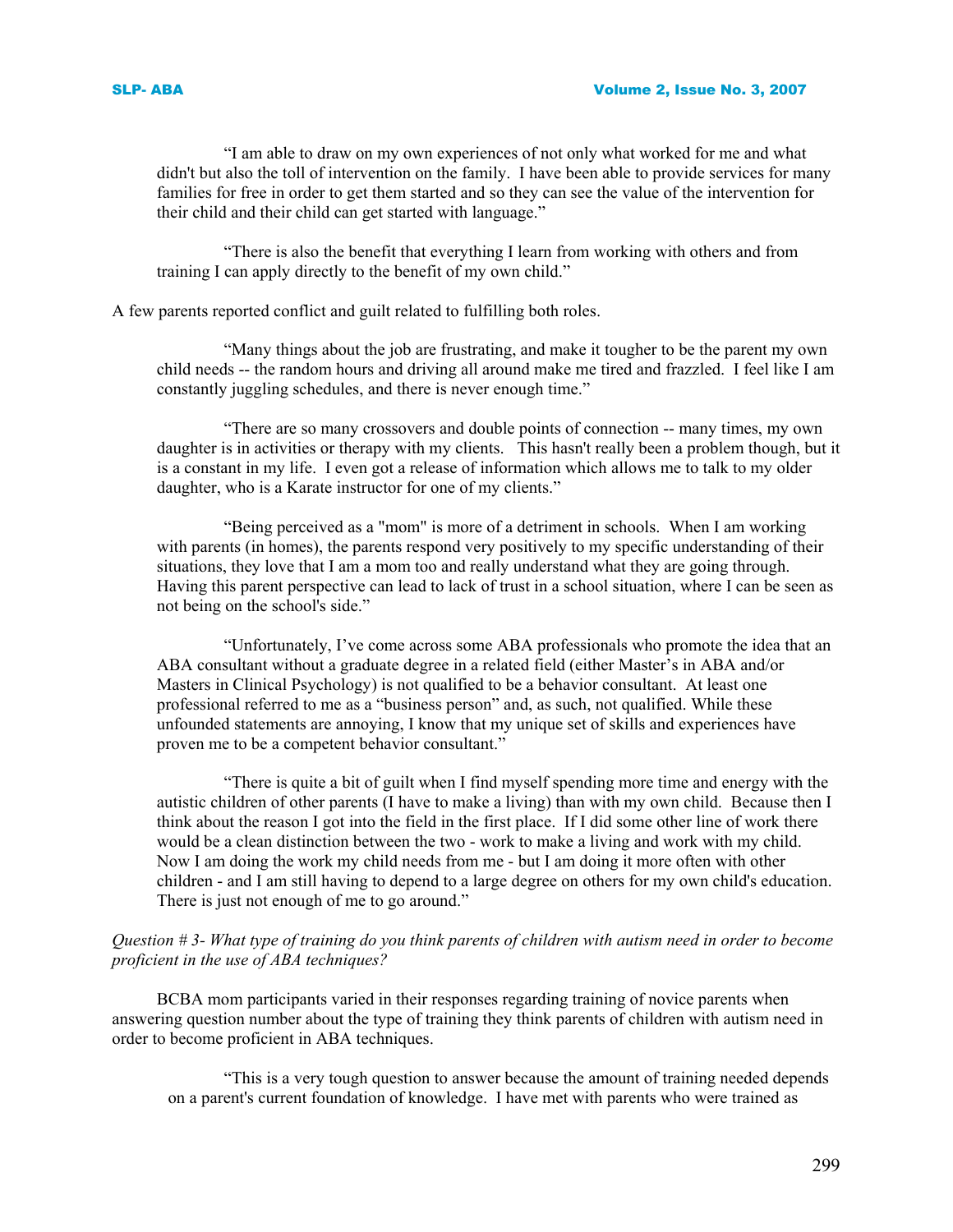> "I am able to draw on my own experiences of not only what worked for me and what didn't but also the toll of intervention on the family. I have been able to provide services for many families for free in order to get them started and so they can see the value of the intervention for their child and their child can get started with language."

> "There is also the benefit that everything I learn from working with others and from training I can apply directly to the benefit of my own child."

A few parents reported conflict and guilt related to fulfilling both roles.

> "Many things about the job are frustrating, and make it tougher to be the parent my own child needs -- the random hours and driving all around make me tired and frazzled. I feel like I am constantly juggling schedules, and there is never enough time."

> "There are so many crossovers and double points of connection -- many times, my own daughter is in activities or therapy with my clients. This hasn't really been a problem though, but it is a constant in my life. I even got a release of information which allows me to talk to my older daughter, who is a Karate instructor for one of my clients."

> "Being perceived as a "mom" is more of a detriment in schools. When I am working with parents (in homes), the parents respond very positively to my specific understanding of their situations, they love that I am a mom too and really understand what they are going through. Having this parent perspective can lead to lack of trust in a school situation, where I can be seen as not being on the school's side."

> "Unfortunately, I've come across some ABA professionals who promote the idea that an ABA consultant without a graduate degree in a related field (either Master's in ABA and/or Masters in Clinical Psychology) is not qualified to be a behavior consultant. At least one professional referred to me as a "business person" and, as such, not qualified. While these unfounded statements are annoying, I know that my unique set of skills and experiences have proven me to be a competent behavior consultant."

> "There is quite a bit of guilt when I find myself spending more time and energy with the autistic children of other parents (I have to make a living) than with my own child. Because then I think about the reason I got into the field in the first place. If I did some other line of work there would be a clean distinction between the two - work to make a living and work with my child. Now I am doing the work my child needs from me - but I am doing it more often with other children - and I am still having to depend to a large degree on others for my own child's education. There is just not enough of me to go around."

*Question # 3- What type of training do you think parents of children with autism need in order to become proficient in the use of ABA techniques?*

BCBA mom participants varied in their responses regarding training of novice parents when answering question number about the type of training they think parents of children with autism need in order to become proficient in ABA techniques.

> "This is a very tough question to answer because the amount of training needed depends on a parent's current foundation of knowledge. I have met with parents who were trained as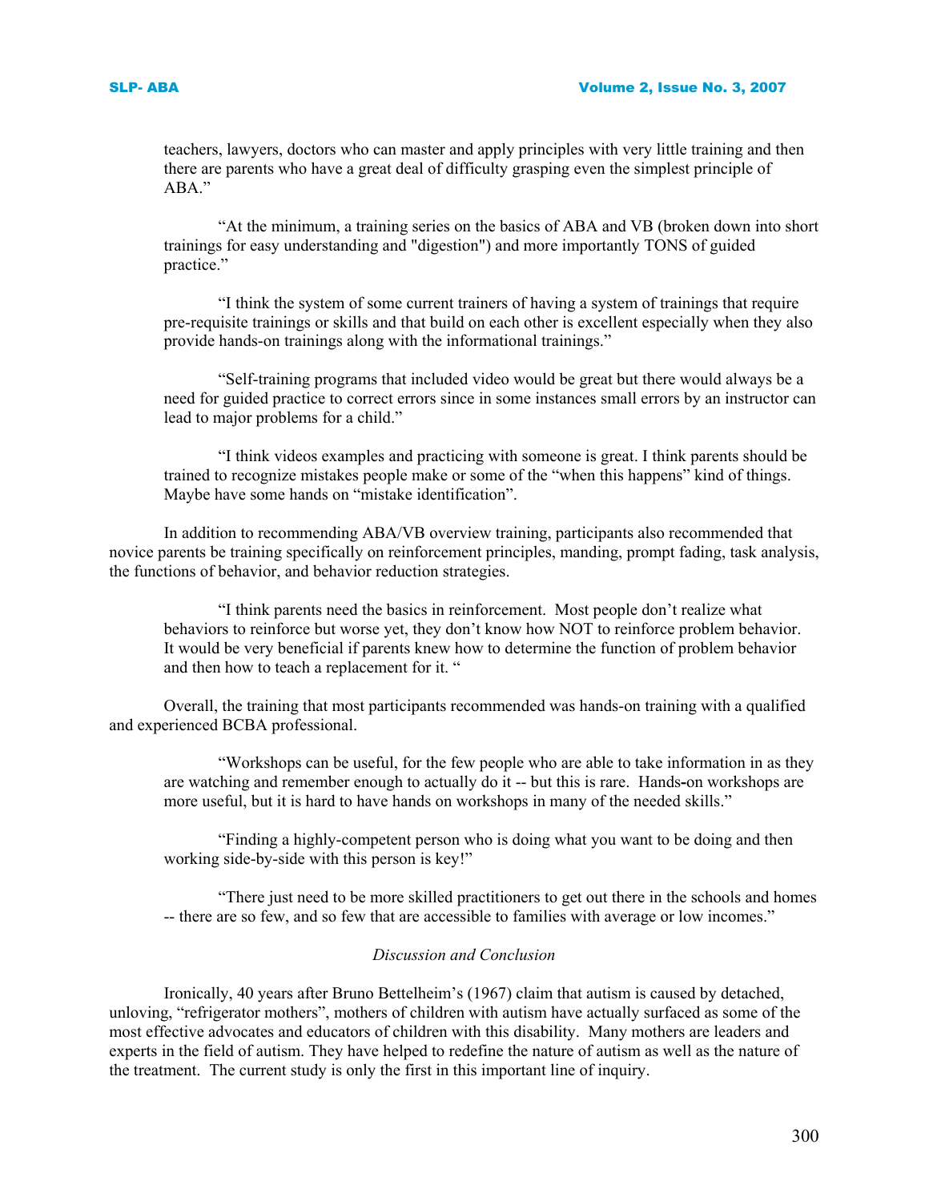teachers, lawyers, doctors who can master and apply principles with very little training and then there are parents who have a great deal of difficulty grasping even the simplest principle of ABA."

> "At the minimum, a training series on the basics of ABA and VB (broken down into short trainings for easy understanding and "digestion") and more importantly TONS of guided practice."

> "I think the system of some current trainers of having a system of trainings that require pre-requisite trainings or skills and that build on each other is excellent especially when they also provide hands-on trainings along with the informational trainings."

> "Self-training programs that included video would be great but there would always be a need for guided practice to correct errors since in some instances small errors by an instructor can lead to major problems for a child."

> "I think videos examples and practicing with someone is great. I think parents should be trained to recognize mistakes people make or some of the "when this happens" kind of things. Maybe have some hands on "mistake identification".

In addition to recommending ABA/VB overview training, participants also recommended that novice parents be training specifically on reinforcement principles, manding, prompt fading, task analysis, the functions of behavior, and behavior reduction strategies.

> "I think parents need the basics in reinforcement. Most people don't realize what behaviors to reinforce but worse yet, they don't know how NOT to reinforce problem behavior. It would be very beneficial if parents knew how to determine the function of problem behavior and then how to teach a replacement for it. "

Overall, the training that most participants recommended was hands-on training with a qualified and experienced BCBA professional.

> "Workshops can be useful, for the few people who are able to take information in as they are watching and remember enough to actually do it -- but this is rare. Hands-on workshops are more useful, but it is hard to have hands on workshops in many of the needed skills."

> "Finding a highly-competent person who is doing what you want to be doing and then working side-by-side with this person is key!"

> "There just need to be more skilled practitioners to get out there in the schools and homes -- there are so few, and so few that are accessible to families with average or low incomes."

### *Discussion and Conclusion*

Ironically, 40 years after Bruno Bettelheim's (1967) claim that autism is caused by detached, unloving, "refrigerator mothers", mothers of children with autism have actually surfaced as some of the most effective advocates and educators of children with this disability. Many mothers are leaders and experts in the field of autism. They have helped to redefine the nature of autism as well as the nature of the treatment. The current study is only the first in this important line of inquiry.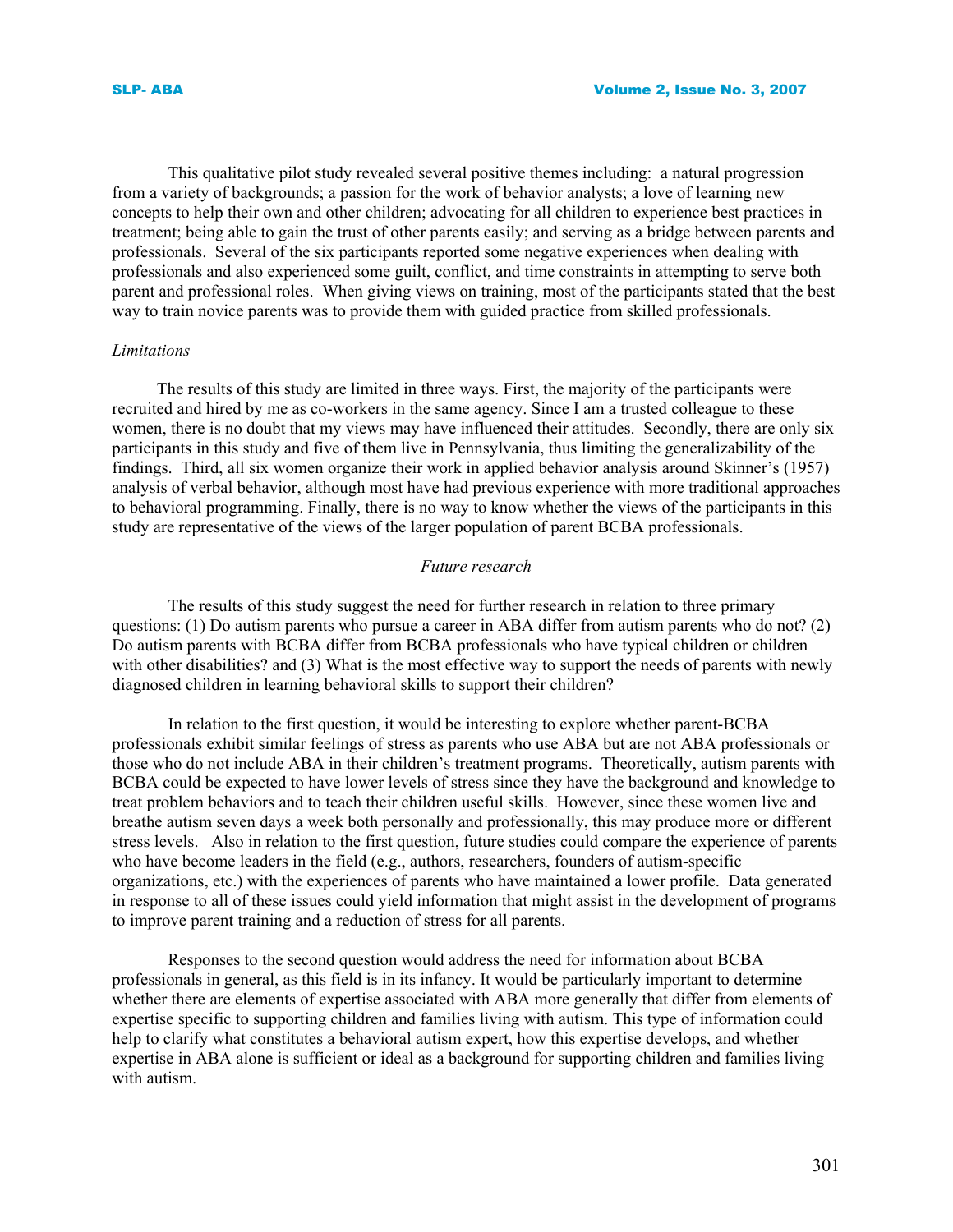This qualitative pilot study revealed several positive themes including: a natural progression from a variety of backgrounds; a passion for the work of behavior analysts; a love of learning new concepts to help their own and other children; advocating for all children to experience best practices in treatment; being able to gain the trust of other parents easily; and serving as a bridge between parents and professionals. Several of the six participants reported some negative experiences when dealing with professionals and also experienced some guilt, conflict, and time constraints in attempting to serve both parent and professional roles. When giving views on training, most of the participants stated that the best way to train novice parents was to provide them with guided practice from skilled professionals.

*Limitations*

The results of this study are limited in three ways. First, the majority of the participants were recruited and hired by me as co-workers in the same agency. Since I am a trusted colleague to these women, there is no doubt that my views may have influenced their attitudes. Secondly, there are only six participants in this study and five of them live in Pennsylvania, thus limiting the generalizability of the findings. Third, all six women organize their work in applied behavior analysis around Skinner's (1957) analysis of verbal behavior, although most have had previous experience with more traditional approaches to behavioral programming. Finally, there is no way to know whether the views of the participants in this study are representative of the views of the larger population of parent BCBA professionals.

*Future research*

The results of this study suggest the need for further research in relation to three primary questions: (1) Do autism parents who pursue a career in ABA differ from autism parents who do not? (2) Do autism parents with BCBA differ from BCBA professionals who have typical children or children with other disabilities? and (3) What is the most effective way to support the needs of parents with newly diagnosed children in learning behavioral skills to support their children?

In relation to the first question, it would be interesting to explore whether parent-BCBA professionals exhibit similar feelings of stress as parents who use ABA but are not ABA professionals or those who do not include ABA in their children's treatment programs. Theoretically, autism parents with BCBA could be expected to have lower levels of stress since they have the background and knowledge to treat problem behaviors and to teach their children useful skills. However, since these women live and breathe autism seven days a week both personally and professionally, this may produce more or different stress levels. Also in relation to the first question, future studies could compare the experience of parents who have become leaders in the field (e.g., authors, researchers, founders of autism-specific organizations, etc.) with the experiences of parents who have maintained a lower profile. Data generated in response to all of these issues could yield information that might assist in the development of programs to improve parent training and a reduction of stress for all parents.

Responses to the second question would address the need for information about BCBA professionals in general, as this field is in its infancy. It would be particularly important to determine whether there are elements of expertise associated with ABA more generally that differ from elements of expertise specific to supporting children and families living with autism. This type of information could help to clarify what constitutes a behavioral autism expert, how this expertise develops, and whether expertise in ABA alone is sufficient or ideal as a background for supporting children and families living with autism.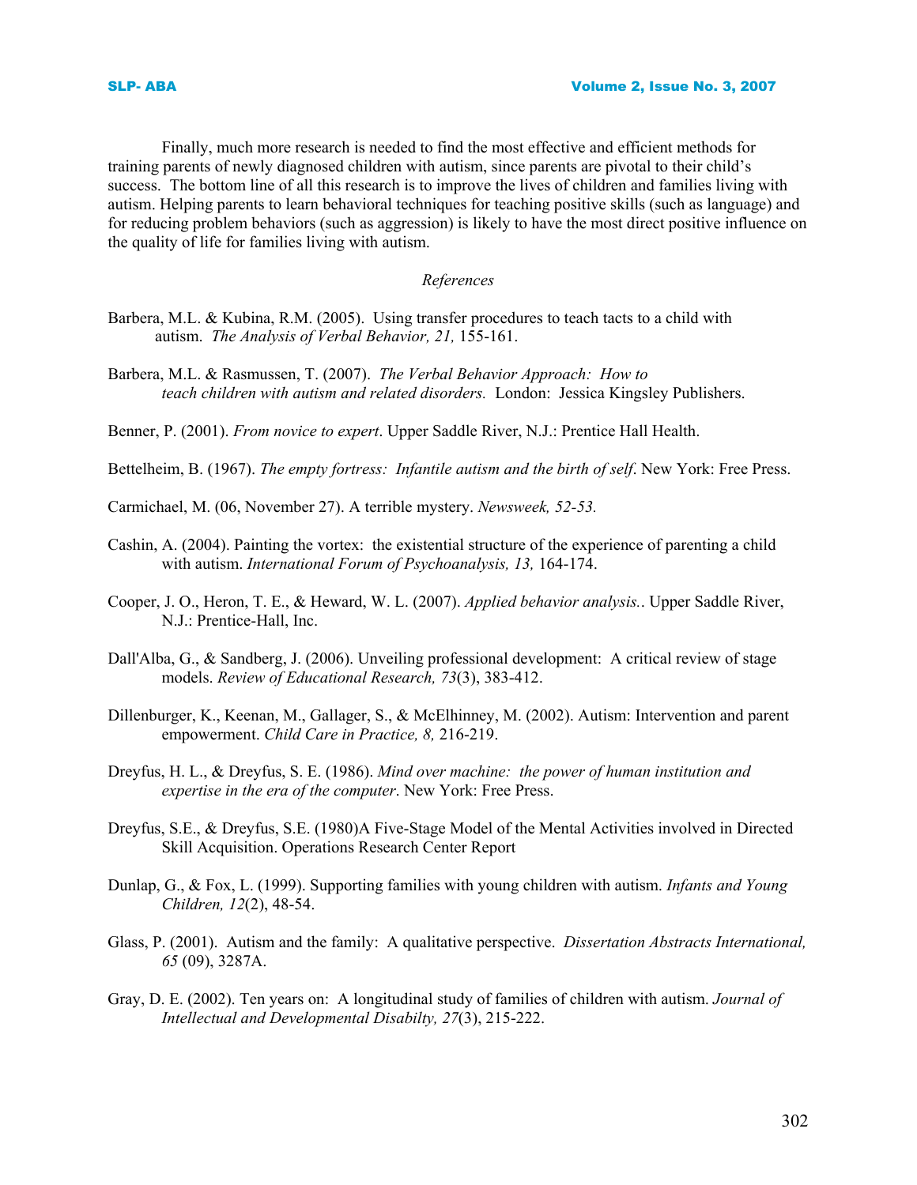Finally, much more research is needed to find the most effective and efficient methods for training parents of newly diagnosed children with autism, since parents are pivotal to their child's success. The bottom line of all this research is to improve the lives of children and families living with autism. Helping parents to learn behavioral techniques for teaching positive skills (such as language) and for reducing problem behaviors (such as aggression) is likely to have the most direct positive influence on the quality of life for families living with autism.

*References*

Barbera, M.L. & Kubina, R.M. (2005). Using transfer procedures to teach tacts to a child with autism. *The Analysis of Verbal Behavior, 21,* 155-161.

Barbera, M.L. & Rasmussen, T. (2007). *The Verbal Behavior Approach: How to teach children with autism and related disorders.* London: Jessica Kingsley Publishers.

Benner, P. (2001). *From novice to expert*. Upper Saddle River, N.J.: Prentice Hall Health.

Bettelheim, B. (1967). *The empty fortress: Infantile autism and the birth of self*. New York: Free Press.

Carmichael, M. (06, November 27). A terrible mystery. *Newsweek, 52-53.*

Cashin, A. (2004). Painting the vortex: the existential structure of the experience of parenting a child with autism. *International Forum of Psychoanalysis, 13,* 164-174.

Cooper, J. O., Heron, T. E., & Heward, W. L. (2007). *Applied behavior analysis.*. Upper Saddle River, N.J.: Prentice-Hall, Inc.

Dall'Alba, G., & Sandberg, J. (2006). Unveiling professional development: A critical review of stage models. *Review of Educational Research, 73*(3), 383-412.

Dillenburger, K., Keenan, M., Gallager, S., & McElhinney, M. (2002). Autism: Intervention and parent empowerment. *Child Care in Practice, 8,* 216-219.

Dreyfus, H. L., & Dreyfus, S. E. (1986). *Mind over machine: the power of human institution and expertise in the era of the computer*. New York: Free Press.

Dreyfus, S.E., & Dreyfus, S.E. (1980)A Five-Stage Model of the Mental Activities involved in Directed Skill Acquisition. Operations Research Center Report

Dunlap, G., & Fox, L. (1999). Supporting families with young children with autism. *Infants and Young Children, 12*(2), 48-54.

Glass, P. (2001). Autism and the family: A qualitative perspective. *Dissertation Abstracts International, 65* (09), 3287A.

Gray, D. E. (2002). Ten years on: A longitudinal study of families of children with autism. *Journal of Intellectual and Developmental Disabilty, 27*(3), 215-222.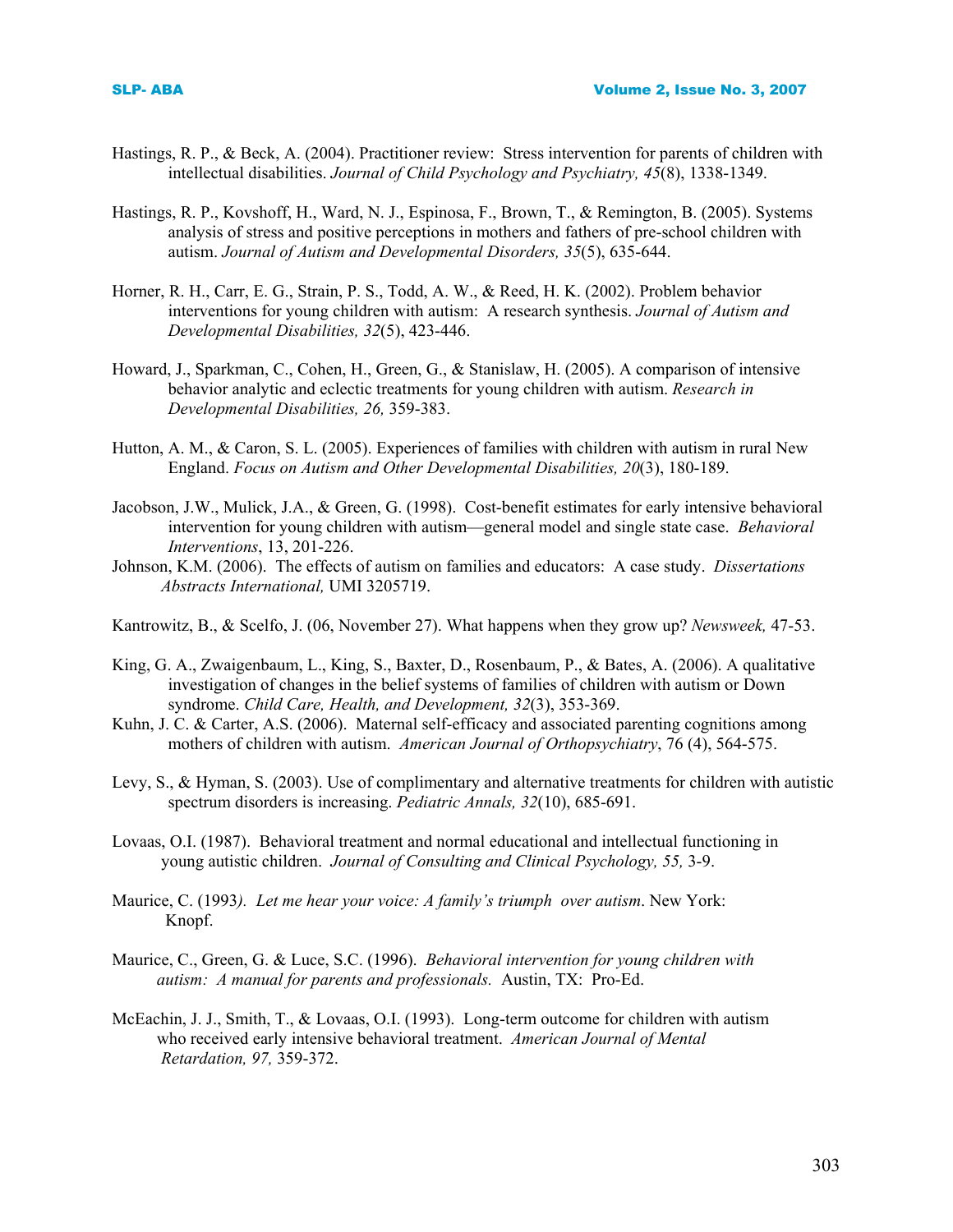Hastings, R. P., & Beck, A. (2004). Practitioner review: Stress intervention for parents of children with intellectual disabilities. *Journal of Child Psychology and Psychiatry, 45*(8), 1338-1349.

Hastings, R. P., Kovshoff, H., Ward, N. J., Espinosa, F., Brown, T., & Remington, B. (2005). Systems analysis of stress and positive perceptions in mothers and fathers of pre-school children with autism. *Journal of Autism and Developmental Disorders, 35*(5), 635-644.

Horner, R. H., Carr, E. G., Strain, P. S., Todd, A. W., & Reed, H. K. (2002). Problem behavior interventions for young children with autism: A research synthesis. *Journal of Autism and Developmental Disabilities, 32*(5), 423-446.

Howard, J., Sparkman, C., Cohen, H., Green, G., & Stanislaw, H. (2005). A comparison of intensive behavior analytic and eclectic treatments for young children with autism. *Research in Developmental Disabilities, 26,* 359-383.

Hutton, A. M., & Caron, S. L. (2005). Experiences of families with children with autism in rural New England. *Focus on Autism and Other Developmental Disabilities, 20*(3), 180-189.

Jacobson, J.W., Mulick, J.A., & Green, G. (1998). Cost-benefit estimates for early intensive behavioral intervention for young children with autism—general model and single state case. *Behavioral Interventions*, 13, 201-226.

Johnson, K.M. (2006). The effects of autism on families and educators: A case study. *Dissertations Abstracts International,* UMI 3205719.

Kantrowitz, B., & Scelfo, J. (06, November 27). What happens when they grow up? *Newsweek,* 47-53.

King, G. A., Zwaigenbaum, L., King, S., Baxter, D., Rosenbaum, P., & Bates, A. (2006). A qualitative investigation of changes in the belief systems of families of children with autism or Down syndrome. *Child Care, Health, and Development, 32*(3), 353-369.

Kuhn, J. C. & Carter, A.S. (2006). Maternal self-efficacy and associated parenting cognitions among mothers of children with autism. *American Journal of Orthopsychiatry*, 76 (4), 564-575.

Levy, S., & Hyman, S. (2003). Use of complimentary and alternative treatments for children with autistic spectrum disorders is increasing. *Pediatric Annals, 32*(10), 685-691.

Lovaas, O.I. (1987). Behavioral treatment and normal educational and intellectual functioning in young autistic children. *Journal of Consulting and Clinical Psychology, 55,* 3-9.

Maurice, C. (1993*). Let me hear your voice: A family's triumph over autism*. New York: Knopf.

Maurice, C., Green, G. & Luce, S.C. (1996). *Behavioral intervention for young children with autism: A manual for parents and professionals.* Austin, TX: Pro-Ed.

McEachin, J. J., Smith, T., & Lovaas, O.I. (1993). Long-term outcome for children with autism who received early intensive behavioral treatment. *American Journal of Mental Retardation, 97,* 359-372.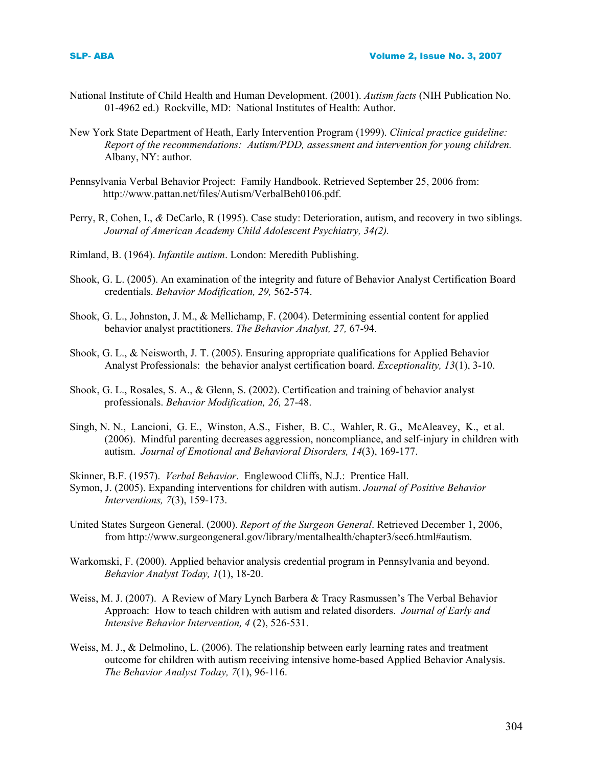National Institute of Child Health and Human Development. (2001). *Autism facts* (NIH Publication No. 01-4962 ed.) Rockville, MD: National Institutes of Health: Author.

New York State Department of Heath, Early Intervention Program (1999). *Clinical practice guideline: Report of the recommendations: Autism/PDD, assessment and intervention for young children.* Albany, NY: author.

Pennsylvania Verbal Behavior Project: Family Handbook. Retrieved September 25, 2006 from: http://www.pattan.net/files/Autism/VerbalBeh0106.pdf.

Perry, R, Cohen, I., & DeCarlo, R (1995). Case study: Deterioration, autism, and recovery in two siblings. *Journal of American Academy Child Adolescent Psychiatry, 34(2).*

Rimland, B. (1964). *Infantile autism*. London: Meredith Publishing.

Shook, G. L. (2005). An examination of the integrity and future of Behavior Analyst Certification Board credentials. *Behavior Modification, 29,* 562-574.

Shook, G. L., Johnston, J. M., & Mellichamp, F. (2004). Determining essential content for applied behavior analyst practitioners. *The Behavior Analyst, 27,* 67-94.

Shook, G. L., & Neisworth, J. T. (2005). Ensuring appropriate qualifications for Applied Behavior Analyst Professionals: the behavior analyst certification board. *Exceptionality, 13*(1), 3-10.

Shook, G. L., Rosales, S. A., & Glenn, S. (2002). Certification and training of behavior analyst professionals. *Behavior Modification, 26,* 27-48.

Singh, N. N., Lancioni, G. E., Winston, A.S., Fisher, B. C., Wahler, R. G., McAleavey, K., et al. (2006). Mindful parenting decreases aggression, noncompliance, and self-injury in children with autism. *Journal of Emotional and Behavioral Disorders, 14*(3), 169-177.

Skinner, B.F. (1957). *Verbal Behavior*. Englewood Cliffs, N.J.: Prentice Hall.

Symon, J. (2005). Expanding interventions for children with autism. *Journal of Positive Behavior Interventions, 7*(3), 159-173.

United States Surgeon General. (2000). *Report of the Surgeon General*. Retrieved December 1, 2006, from http://www.surgeongeneral.gov/library/mentalhealth/chapter3/sec6.html#autism.

Warkomski, F. (2000). Applied behavior analysis credential program in Pennsylvania and beyond. *Behavior Analyst Today, 1*(1), 18-20.

Weiss, M. J. (2007). A Review of Mary Lynch Barbera & Tracy Rasmussen's The Verbal Behavior Approach: How to teach children with autism and related disorders. *Journal of Early and Intensive Behavior Intervention, 4* (2), 526-531.

Weiss, M. J., & Delmolino, L. (2006). The relationship between early learning rates and treatment outcome for children with autism receiving intensive home-based Applied Behavior Analysis. *The Behavior Analyst Today, 7*(1), 96-116.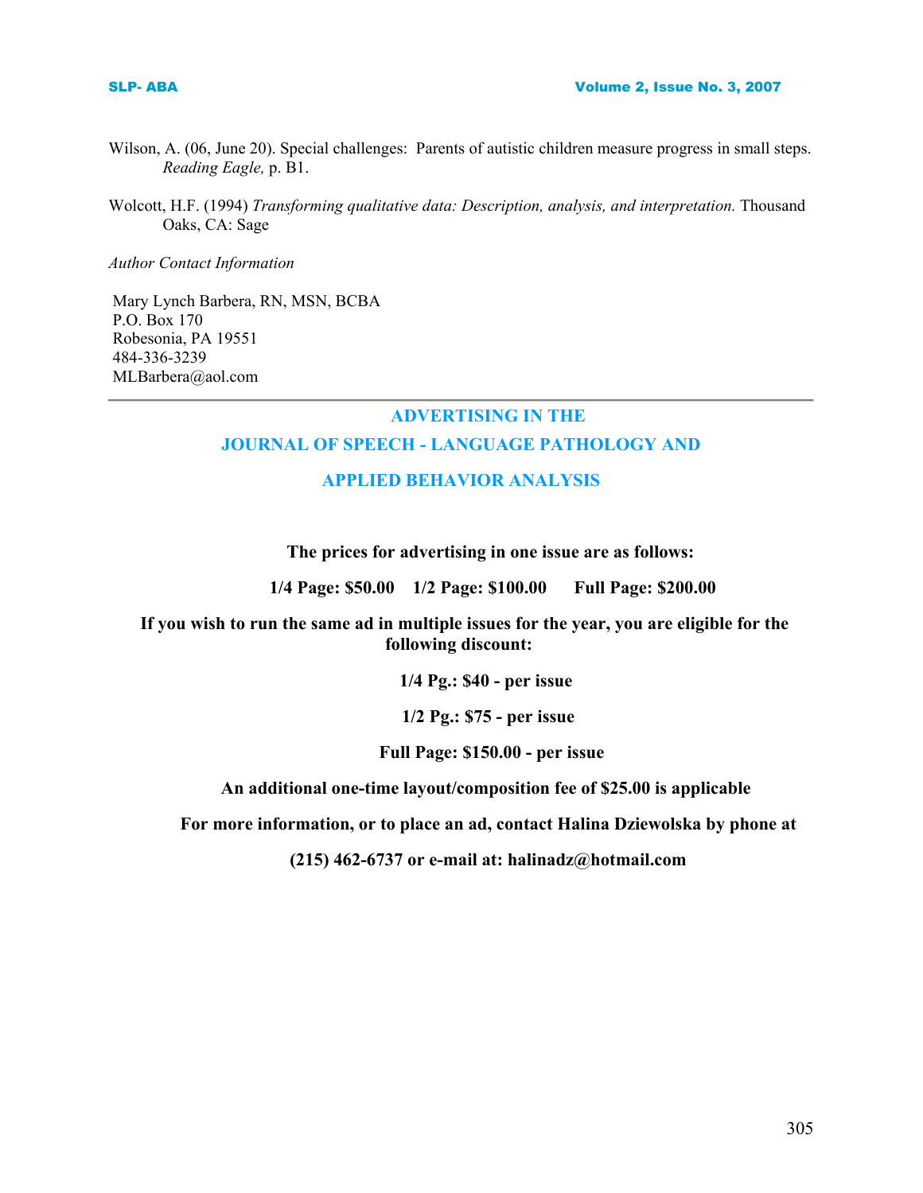Wilson, A. (06, June 20). Special challenges: Parents of autistic children measure progress in small steps. *Reading Eagle,* p. B1.

Wolcott, H.F. (1994) *Transforming qualitative data: Description, analysis, and interpretation.* Thousand Oaks, CA: Sage

*Author Contact Information*

Mary Lynch Barbera, RN, MSN, BCBA
P.O. Box 170
Robesonia, PA 19551
484-336-3239
MLBarbera@aol.com

---

## ADVERTISING IN THE JOURNAL OF SPEECH - LANGUAGE PATHOLOGY AND APPLIED BEHAVIOR ANALYSIS

**The prices for advertising in one issue are as follows:**

**1/4 Page: $50.00 1/2 Page: $100.00 Full Page: $200.00**

**If you wish to run the same ad in multiple issues for the year, you are eligible for the following discount:**

**1/4 Pg.: $40 - per issue**

**1/2 Pg.: $75 - per issue**

**Full Page: $150.00 - per issue**

**An additional one-time layout/composition fee of $25.00 is applicable**

**For more information, or to place an ad, contact Halina Dziewolska by phone at**

**(215) 462-6737 or e-mail at: halinadz@hotmail.com**